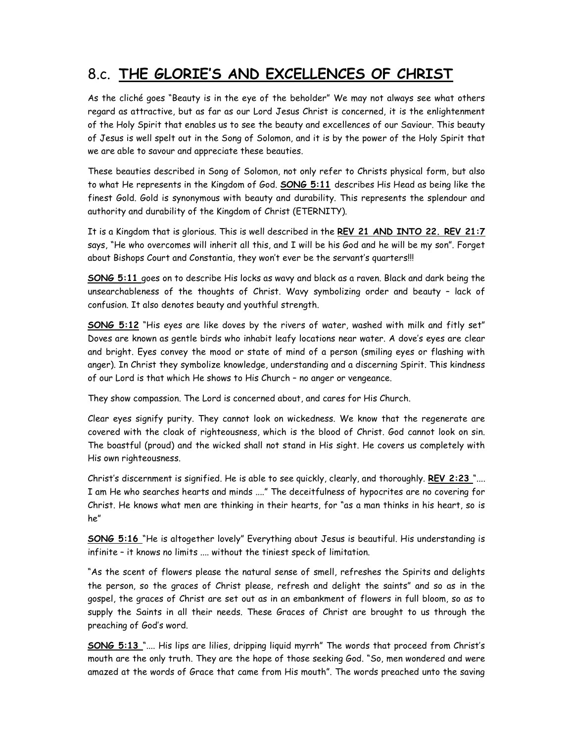## 8.c. **THE GLORIE'S AND EXCELLENCES OF CHRIST**

As the cliché goes "Beauty is in the eye of the beholder" We may not always see what others regard as attractive, but as far as our Lord Jesus Christ is concerned, it is the enlightenment of the Holy Spirit that enables us to see the beauty and excellences of our Saviour. This beauty of Jesus is well spelt out in the Song of Solomon, and it is by the power of the Holy Spirit that we are able to savour and appreciate these beauties.

These beauties described in Song of Solomon, not only refer to Christs physical form, but also to what He represents in the Kingdom of God. **SONG 5:11** describes His Head as being like the finest Gold. Gold is synonymous with beauty and durability. This represents the splendour and authority and durability of the Kingdom of Christ (ETERNITY).

It is a Kingdom that is glorious. This is well described in the **REV 21 AND INTO 22. REV 21:7** says, "He who overcomes will inherit all this, and I will be his God and he will be my son". Forget about Bishops Court and Constantia, they won't ever be the servant's quarters!!!

**SONG 5:11** goes on to describe His locks as wavy and black as a raven. Black and dark being the unsearchableness of the thoughts of Christ. Wavy symbolizing order and beauty – lack of confusion. It also denotes beauty and youthful strength.

**SONG 5:12** "His eyes are like doves by the rivers of water, washed with milk and fitly set" Doves are known as gentle birds who inhabit leafy locations near water. A dove's eyes are clear and bright. Eyes convey the mood or state of mind of a person (smiling eyes or flashing with anger). In Christ they symbolize knowledge, understanding and a discerning Spirit. This kindness of our Lord is that which He shows to His Church – no anger or vengeance.

They show compassion. The Lord is concerned about, and cares for His Church.

Clear eyes signify purity. They cannot look on wickedness. We know that the regenerate are covered with the cloak of righteousness, which is the blood of Christ. God cannot look on sin. The boastful (proud) and the wicked shall not stand in His sight. He covers us completely with His own righteousness.

Christ's discernment is signified. He is able to see quickly, clearly, and thoroughly. **REV 2:23** ".... I am He who searches hearts and minds ...." The deceitfulness of hypocrites are no covering for Christ. He knows what men are thinking in their hearts, for "as a man thinks in his heart, so is he"

**SONG 5:16** "He is altogether lovely" Everything about Jesus is beautiful. His understanding is infinite – it knows no limits .... without the tiniest speck of limitation.

"As the scent of flowers please the natural sense of smell, refreshes the Spirits and delights the person, so the graces of Christ please, refresh and delight the saints" and so as in the gospel, the graces of Christ are set out as in an embankment of flowers in full bloom, so as to supply the Saints in all their needs. These Graces of Christ are brought to us through the preaching of God's word.

**SONG 5:13** ".... His lips are lilies, dripping liquid myrrh" The words that proceed from Christ's mouth are the only truth. They are the hope of those seeking God. "So, men wondered and were amazed at the words of Grace that came from His mouth". The words preached unto the saving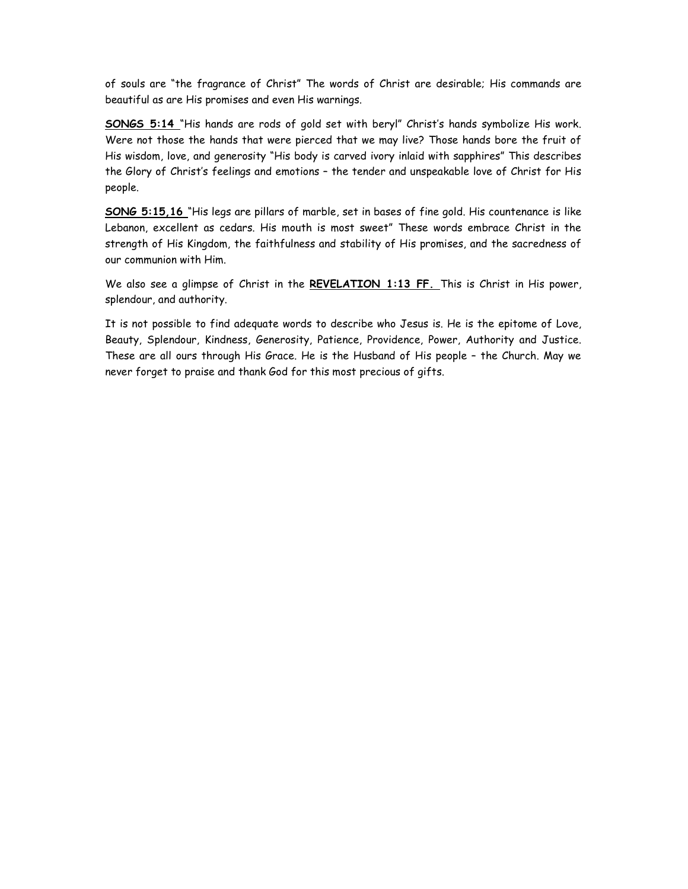of souls are "the fragrance of Christ" The words of Christ are desirable; His commands are beautiful as are His promises and even His warnings.

**<u>SONGS 5:14</u>** "His hands are rods of gold set with beryl" Christ's hands symbolize His work. Were not those the hands that were pierced that we may live? Those hands bore the fruit of His wisdom, love, and generosity "His body is carved ivory inlaid with sapphires" This describes the Glory of Christ's feelings and emotions – the tender and unspeakable love of Christ for His people.

**<u>SONG 5:15,16</u>** "His legs are pillars of marble, set in bases of fine gold. His countenance is like Lebanon, excellent as cedars. His mouth is most sweet" These words embrace Christ in the strength of His Kingdom, the faithfulness and stability of His promises, and the sacredness of our communion with Him.

We also see a glimpse of Christ in the **<u>REVELATION 1:13 FF.</u>** This is Christ in His power, splendour, and authority.

It is not possible to find adequate words to describe who Jesus is. He is the epitome of Love, Beauty, Splendour, Kindness, Generosity, Patience, Providence, Power, Authority and Justice. These are all ours through His Grace. He is the Husband of His people – the Church. May we never forget to praise and thank God for this most precious of gifts.